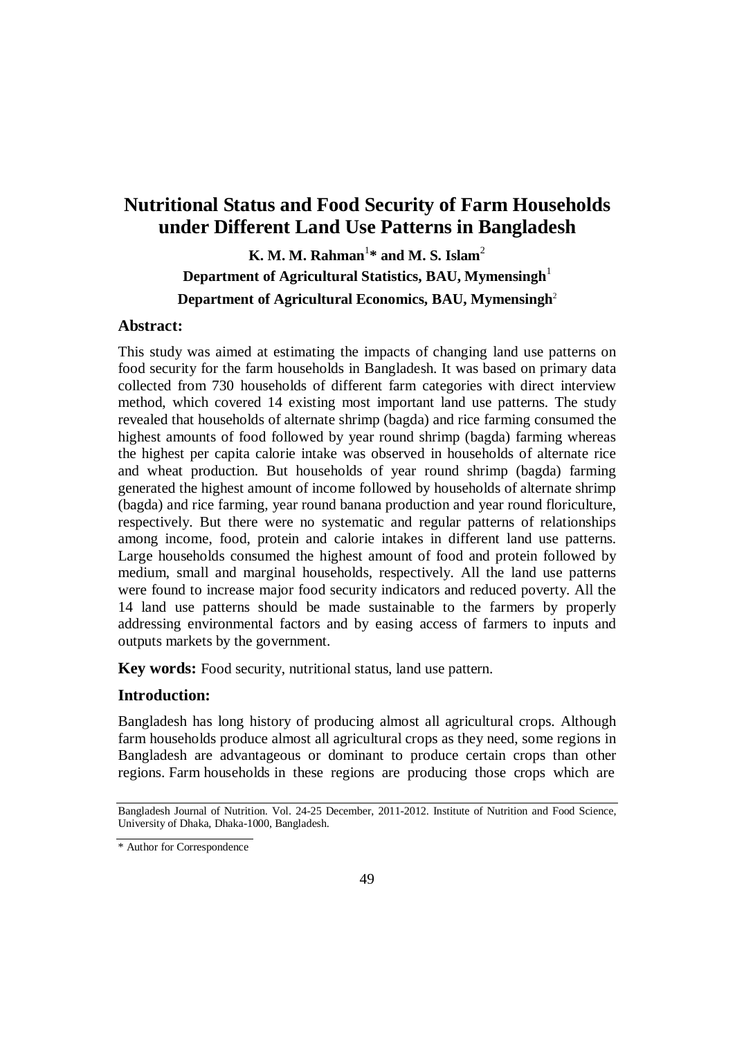# Nutritional Status and Food Security of Farm Households under Different Land Use Patterns in Bangladesh

**K. M. M. Rahman[1]* and M. S. Islam[2]**

**Department of Agricultural Statistics, BAU, Mymensingh[1]**

**Department of Agricultural Economics, BAU, Mymensingh[2]**

## Abstract:

This study was aimed at estimating the impacts of changing land use patterns on food security for the farm households in Bangladesh. It was based on primary data collected from 730 households of different farm categories with direct interview method, which covered 14 existing most important land use patterns. The study revealed that households of alternate shrimp (bagda) and rice farming consumed the highest amounts of food followed by year round shrimp (bagda) farming whereas the highest per capita calorie intake was observed in households of alternate rice and wheat production. But households of year round shrimp (bagda) farming generated the highest amount of income followed by households of alternate shrimp (bagda) and rice farming, year round banana production and year round floriculture, respectively. But there were no systematic and regular patterns of relationships among income, food, protein and calorie intakes in different land use patterns. Large households consumed the highest amount of food and protein followed by medium, small and marginal households, respectively. All the land use patterns were found to increase major food security indicators and reduced poverty. All the 14 land use patterns should be made sustainable to the farmers by properly addressing environmental factors and by easing access of farmers to inputs and outputs markets by the government.

**Key words:** Food security, nutritional status, land use pattern.

## Introduction:

Bangladesh has long history of producing almost all agricultural crops. Although farm households produce almost all agricultural crops as they need, some regions in Bangladesh are advantageous or dominant to produce certain crops than other regions. Farm households in these regions are producing those crops which are

Bangladesh Journal of Nutrition. Vol. 24-25 December, 2011-2012. Institute of Nutrition and Food Science, University of Dhaka, Dhaka-1000, Bangladesh.

* Author for Correspondence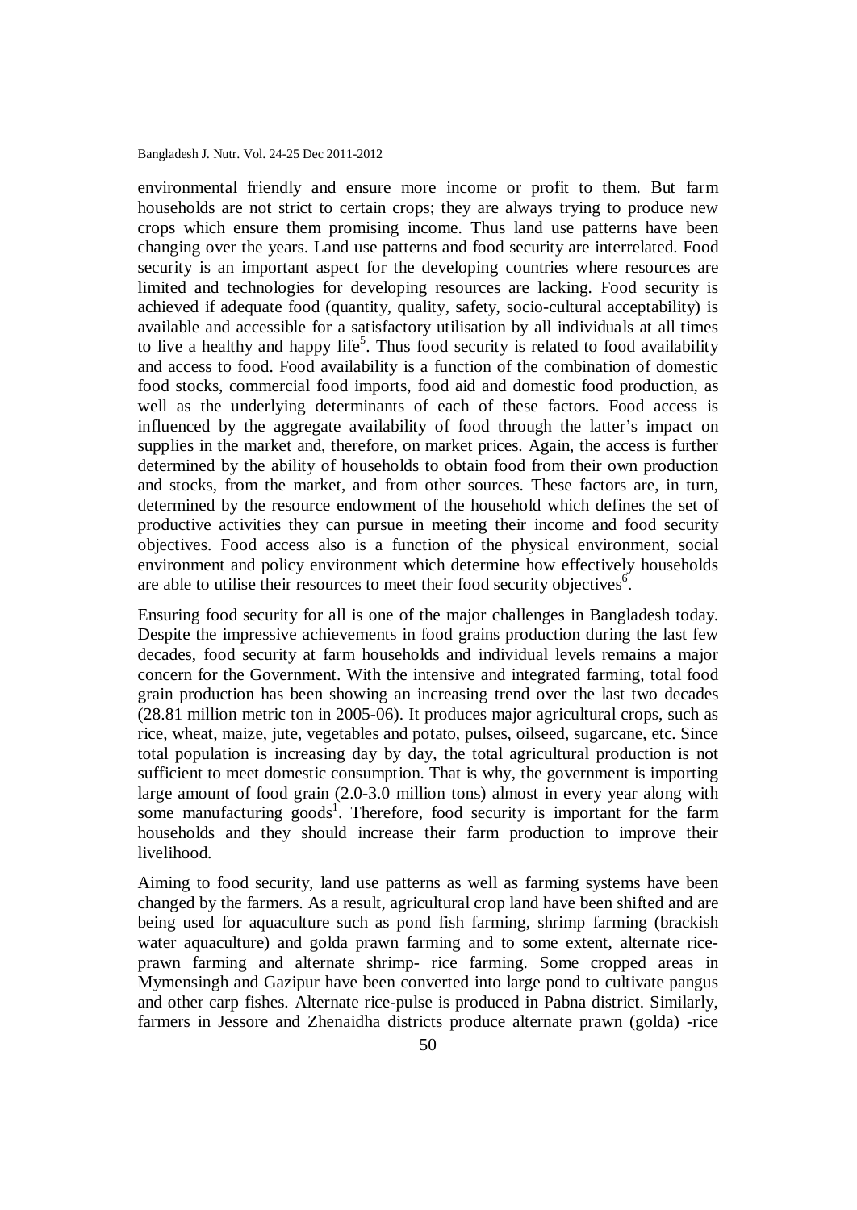environmental friendly and ensure more income or profit to them. But farm households are not strict to certain crops; they are always trying to produce new crops which ensure them promising income. Thus land use patterns have been changing over the years. Land use patterns and food security are interrelated. Food security is an important aspect for the developing countries where resources are limited and technologies for developing resources are lacking. Food security is achieved if adequate food (quantity, quality, safety, socio-cultural acceptability) is available and accessible for a satisfactory utilisation by all individuals at all times to live a healthy and happy life[5]. Thus food security is related to food availability and access to food. Food availability is a function of the combination of domestic food stocks, commercial food imports, food aid and domestic food production, as well as the underlying determinants of each of these factors. Food access is influenced by the aggregate availability of food through the latter's impact on supplies in the market and, therefore, on market prices. Again, the access is further determined by the ability of households to obtain food from their own production and stocks, from the market, and from other sources. These factors are, in turn, determined by the resource endowment of the household which defines the set of productive activities they can pursue in meeting their income and food security objectives. Food access also is a function of the physical environment, social environment and policy environment which determine how effectively households are able to utilise their resources to meet their food security objectives[6].

Ensuring food security for all is one of the major challenges in Bangladesh today. Despite the impressive achievements in food grains production during the last few decades, food security at farm households and individual levels remains a major concern for the Government. With the intensive and integrated farming, total food grain production has been showing an increasing trend over the last two decades (28.81 million metric ton in 2005-06). It produces major agricultural crops, such as rice, wheat, maize, jute, vegetables and potato, pulses, oilseed, sugarcane, etc. Since total population is increasing day by day, the total agricultural production is not sufficient to meet domestic consumption. That is why, the government is importing large amount of food grain (2.0-3.0 million tons) almost in every year along with some manufacturing goods[1]. Therefore, food security is important for the farm households and they should increase their farm production to improve their livelihood.

Aiming to food security, land use patterns as well as farming systems have been changed by the farmers. As a result, agricultural crop land have been shifted and are being used for aquaculture such as pond fish farming, shrimp farming (brackish water aquaculture) and golda prawn farming and to some extent, alternate rice-prawn farming and alternate shrimp- rice farming. Some cropped areas in Mymensingh and Gazipur have been converted into large pond to cultivate pangus and other carp fishes. Alternate rice-pulse is produced in Pabna district. Similarly, farmers in Jessore and Zhenaidha districts produce alternate prawn (golda) -rice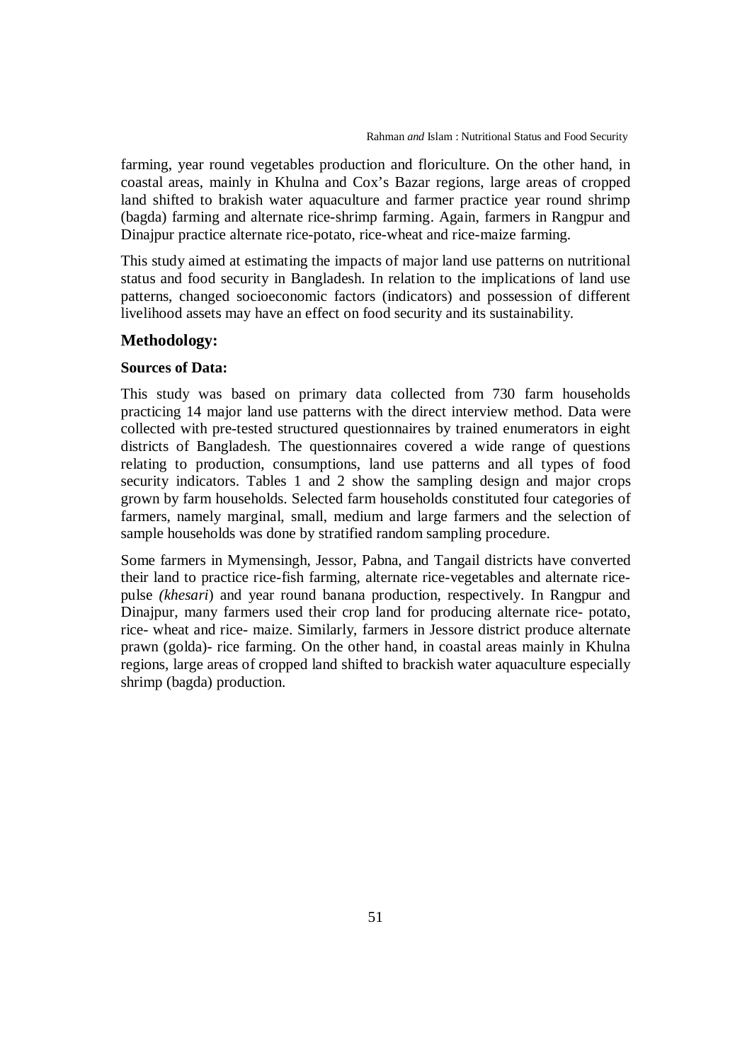farming, year round vegetables production and floriculture. On the other hand, in coastal areas, mainly in Khulna and Cox's Bazar regions, large areas of cropped land shifted to brakish water aquaculture and farmer practice year round shrimp (bagda) farming and alternate rice-shrimp farming. Again, farmers in Rangpur and Dinajpur practice alternate rice-potato, rice-wheat and rice-maize farming.

This study aimed at estimating the impacts of major land use patterns on nutritional status and food security in Bangladesh. In relation to the implications of land use patterns, changed socioeconomic factors (indicators) and possession of different livelihood assets may have an effect on food security and its sustainability.

## Methodology:

### Sources of Data:

This study was based on primary data collected from 730 farm households practicing 14 major land use patterns with the direct interview method. Data were collected with pre-tested structured questionnaires by trained enumerators in eight districts of Bangladesh. The questionnaires covered a wide range of questions relating to production, consumptions, land use patterns and all types of food security indicators. Tables 1 and 2 show the sampling design and major crops grown by farm households. Selected farm households constituted four categories of farmers, namely marginal, small, medium and large farmers and the selection of sample households was done by stratified random sampling procedure.

Some farmers in Mymensingh, Jessor, Pabna, and Tangail districts have converted their land to practice rice-fish farming, alternate rice-vegetables and alternate rice-pulse *(khesari)* and year round banana production, respectively. In Rangpur and Dinajpur, many farmers used their crop land for producing alternate rice- potato, rice- wheat and rice- maize. Similarly, farmers in Jessore district produce alternate prawn (golda)- rice farming. On the other hand, in coastal areas mainly in Khulna regions, large areas of cropped land shifted to brackish water aquaculture especially shrimp (bagda) production.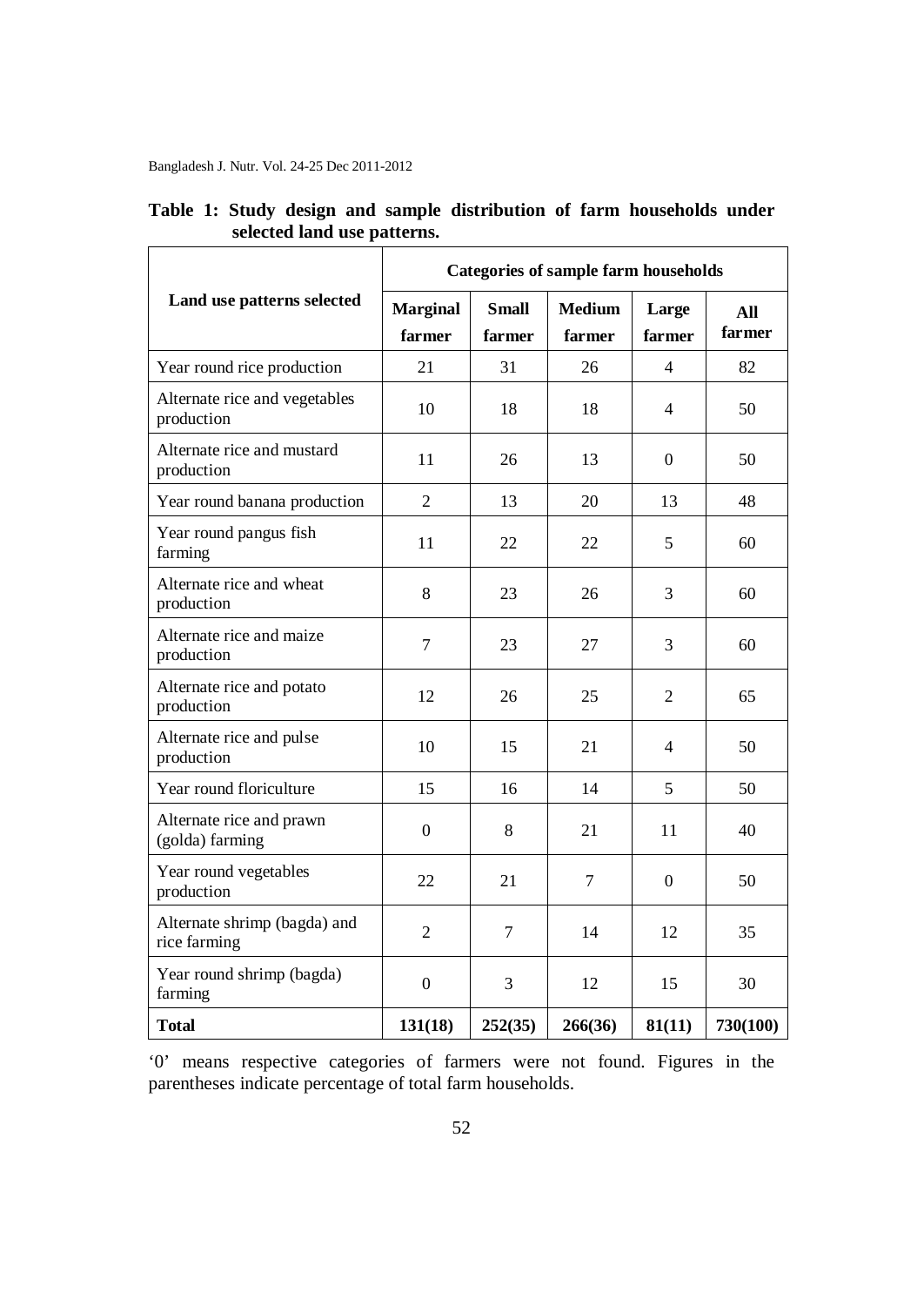**Table 1: Study design and sample distribution of farm households under selected land use patterns.**

| Land use patterns selected | Categories of sample farm households | | | | |
|---|---|---|---|---|---|
| | Marginal farmer | Small farmer | Medium farmer | Large farmer | All farmer |
| Year round rice production | 21 | 31 | 26 | 4 | 82 |
| Alternate rice and vegetables production | 10 | 18 | 18 | 4 | 50 |
| Alternate rice and mustard production | 11 | 26 | 13 | 0 | 50 |
| Year round banana production | 2 | 13 | 20 | 13 | 48 |
| Year round pangus fish farming | 11 | 22 | 22 | 5 | 60 |
| Alternate rice and wheat production | 8 | 23 | 26 | 3 | 60 |
| Alternate rice and maize production | 7 | 23 | 27 | 3 | 60 |
| Alternate rice and potato production | 12 | 26 | 25 | 2 | 65 |
| Alternate rice and pulse production | 10 | 15 | 21 | 4 | 50 |
| Year round floriculture | 15 | 16 | 14 | 5 | 50 |
| Alternate rice and prawn (golda) farming | 0 | 8 | 21 | 11 | 40 |
| Year round vegetables production | 22 | 21 | 7 | 0 | 50 |
| Alternate shrimp (bagda) and rice farming | 2 | 7 | 14 | 12 | 35 |
| Year round shrimp (bagda) farming | 0 | 3 | 12 | 15 | 30 |
| **Total** | **131(18)** | **252(35)** | **266(36)** | **81(11)** | **730(100)** |

'0' means respective categories of farmers were not found. Figures in the parentheses indicate percentage of total farm households.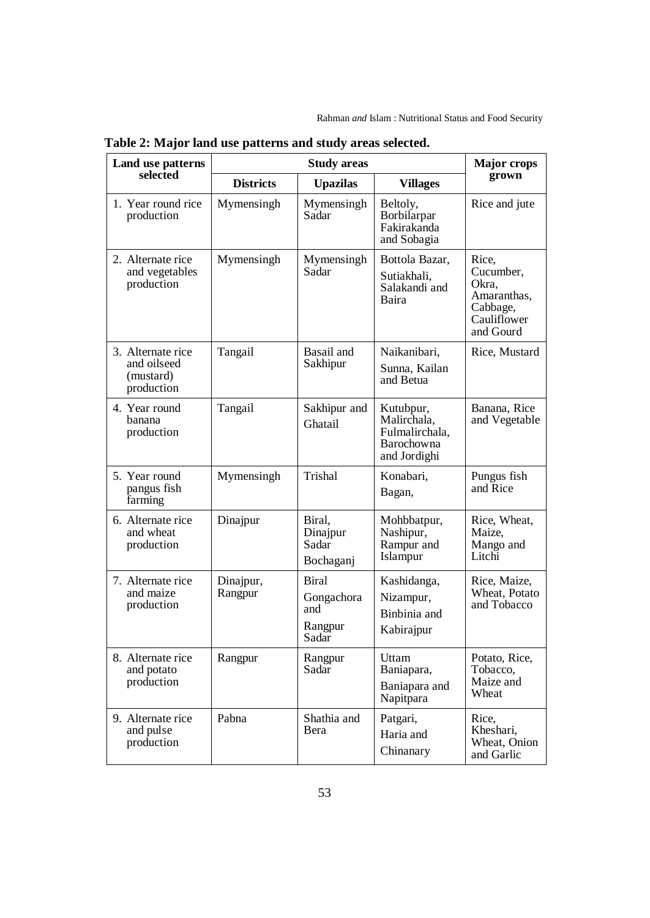**Table 2: Major land use patterns and study areas selected.**

| Land use patterns selected | Study areas | | | Major crops grown |
|---|---|---|---|---|
| | Districts | Upazilas | Villages | |
| 1. Year round rice production | Mymensingh | Mymensingh Sadar | Beltoly, Borbilarpar Fakirakanda and Sobagia | Rice and jute |
| 2. Alternate rice and vegetables production | Mymensingh | Mymensingh Sadar | Bottola Bazar, Sutiakhali, Salakandi and Baira | Rice, Cucumber, Okra, Amaranthas, Cabbage, Cauliflower and Gourd |
| 3. Alternate rice and oilseed (mustard) production | Tangail | Basail and Sakhipur | Naikanibari, Sunna, Kailan and Betua | Rice, Mustard |
| 4. Year round banana production | Tangail | Sakhipur and Ghatail | Kutubpur, Malirchala, Fulmalirchala, Barochowna and Jordighi | Banana, Rice and Vegetable |
| 5. Year round pangus fish farming | Mymensingh | Trishal | Konabari, Bagan, | Pungus fish and Rice |
| 6. Alternate rice and wheat production | Dinajpur | Biral, Dinajpur Sadar Bochaganj | Mohbbatpur, Nashipur, Rampur and Islampur | Rice, Wheat, Maize, Mango and Litchi |
| 7. Alternate rice and maize production | Dinajpur, Rangpur | Biral Gongachora and Rangpur Sadar | Kashidanga, Nizampur, Binbinia and Kabirajpur | Rice, Maize, Wheat, Potato and Tobacco |
| 8. Alternate rice and potato production | Rangpur | Rangpur Sadar | Uttam Baniapara, Baniapara and Napitpara | Potato, Rice, Tobacco, Maize and Wheat |
| 9. Alternate rice and pulse production | Pabna | Shathia and Bera | Patgari, Haria and Chinanary | Rice, Kheshari, Wheat, Onion and Garlic |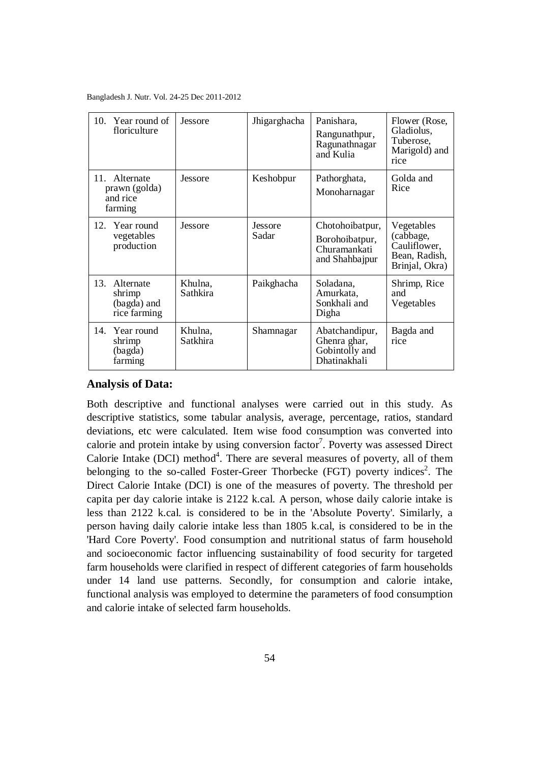| 10. Year round of floriculture | Jessore | Jhigarghacha | Panishara, Rangunathpur, Ragunathnagar and Kulia | Flower (Rose, Gladiolus, Tuberose, Marigold) and rice |
|---|---|---|---|---|
| 11. Alternate prawn (golda) and rice farming | Jessore | Keshobpur | Pathorghata, Monoharnagar | Golda and Rice |
| 12. Year round vegetables production | Jessore | Jessore Sadar | Chotohoibatpur, Borohoibatpur, Churamankati and Shahbajpur | Vegetables (cabbage, Cauliflower, Bean, Radish, Brinjal, Okra) |
| 13. Alternate shrimp (bagda) and rice farming | Khulna, Sathkira | Paikghacha | Soladana, Amurkata, Sonkhali and Digha | Shrimp, Rice and Vegetables |
| 14. Year round shrimp (bagda) farming | Khulna, Satkhira | Shamnagar | Abatchandipur, Ghenra ghar, Gobintolly and Dhatinakhali | Bagda and rice |

**Analysis of Data:**

Both descriptive and functional analyses were carried out in this study. As descriptive statistics, some tabular analysis, average, percentage, ratios, standard deviations, etc were calculated. Item wise food consumption was converted into calorie and protein intake by using conversion factor[7]. Poverty was assessed Direct Calorie Intake (DCI) method[4]. There are several measures of poverty, all of them belonging to the so-called Foster-Greer Thorbecke (FGT) poverty indices[2]. The Direct Calorie Intake (DCI) is one of the measures of poverty. The threshold per capita per day calorie intake is 2122 k.cal. A person, whose daily calorie intake is less than 2122 k.cal. is considered to be in the 'Absolute Poverty'. Similarly, a person having daily calorie intake less than 1805 k.cal, is considered to be in the 'Hard Core Poverty'. Food consumption and nutritional status of farm household and socioeconomic factor influencing sustainability of food security for targeted farm households were clarified in respect of different categories of farm households under 14 land use patterns. Secondly, for consumption and calorie intake, functional analysis was employed to determine the parameters of food consumption and calorie intake of selected farm households.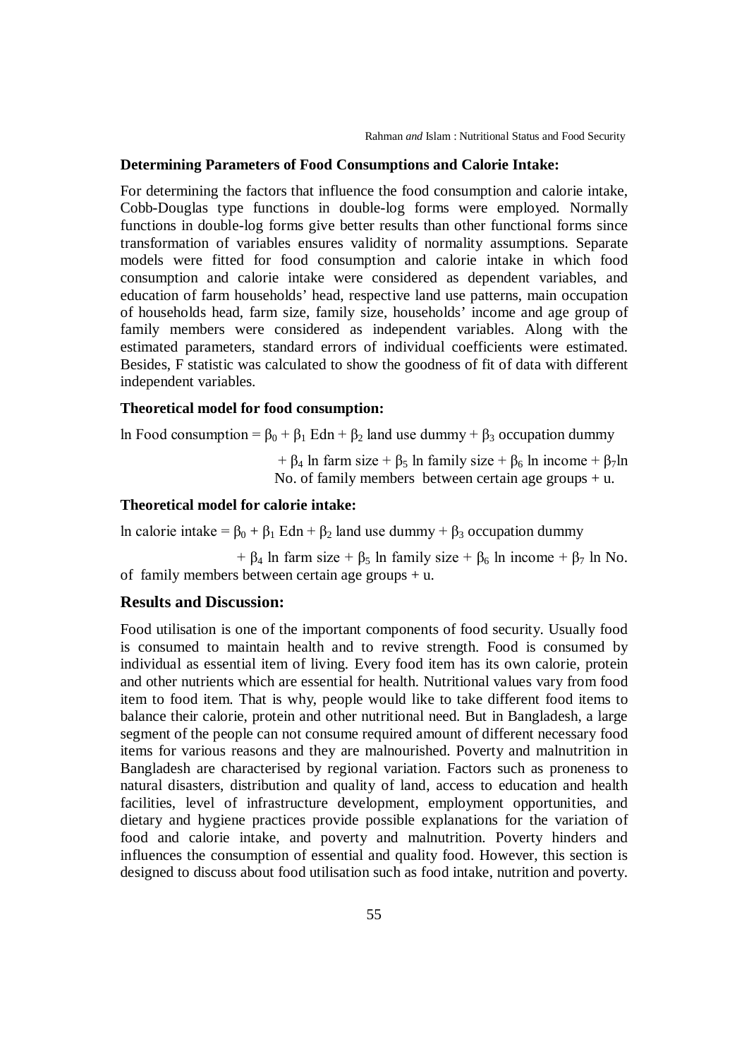### Determining Parameters of Food Consumptions and Calorie Intake:

For determining the factors that influence the food consumption and calorie intake, Cobb-Douglas type functions in double-log forms were employed. Normally functions in double-log forms give better results than other functional forms since transformation of variables ensures validity of normality assumptions. Separate models were fitted for food consumption and calorie intake in which food consumption and calorie intake were considered as dependent variables, and education of farm households' head, respective land use patterns, main occupation of households head, farm size, family size, households' income and age group of family members were considered as independent variables. Along with the estimated parameters, standard errors of individual coefficients were estimated. Besides, F statistic was calculated to show the goodness of fit of data with different independent variables.

### Theoretical model for food consumption:

$$\ln \text{Food consumption} = \beta_0 + \beta_1 \text{ Edn} + \beta_2 \text{ land use dummy} + \beta_3 \text{ occupation dummy} + \beta_4 \ln \text{farm size} + \beta_5 \ln \text{family size} + \beta_6 \ln \text{income} + \beta_7 \ln \text{No. of family members between certain age groups} + u.$$

### Theoretical model for calorie intake:

$$\ln \text{calorie intake} = \beta_0 + \beta_1 \text{ Edn} + \beta_2 \text{ land use dummy} + \beta_3 \text{ occupation dummy} + \beta_4 \ln \text{farm size} + \beta_5 \ln \text{family size} + \beta_6 \ln \text{income} + \beta_7 \ln \text{No. of family members between certain age groups} + u.$$

## Results and Discussion:

Food utilisation is one of the important components of food security. Usually food is consumed to maintain health and to revive strength. Food is consumed by individual as essential item of living. Every food item has its own calorie, protein and other nutrients which are essential for health. Nutritional values vary from food item to food item. That is why, people would like to take different food items to balance their calorie, protein and other nutritional need. But in Bangladesh, a large segment of the people can not consume required amount of different necessary food items for various reasons and they are malnourished. Poverty and malnutrition in Bangladesh are characterised by regional variation. Factors such as proneness to natural disasters, distribution and quality of land, access to education and health facilities, level of infrastructure development, employment opportunities, and dietary and hygiene practices provide possible explanations for the variation of food and calorie intake, and poverty and malnutrition. Poverty hinders and influences the consumption of essential and quality food. However, this section is designed to discuss about food utilisation such as food intake, nutrition and poverty.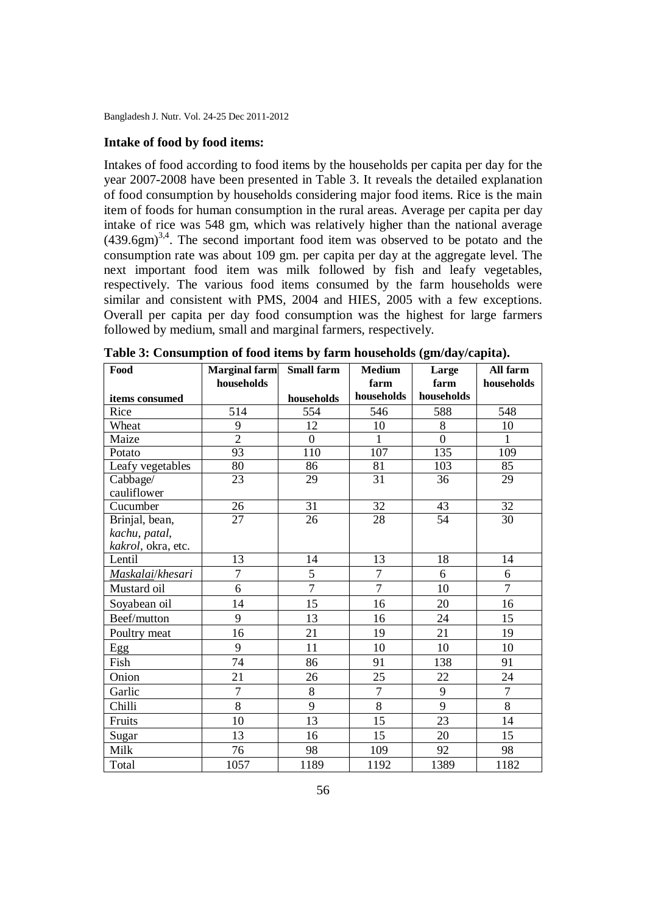### Intake of food by food items:

Intakes of food according to food items by the households per capita per day for the year 2007-2008 have been presented in Table 3. It reveals the detailed explanation of food consumption by households considering major food items. Rice is the main item of foods for human consumption in the rural areas. Average per capita per day intake of rice was 548 gm, which was relatively higher than the national average (439.6gm)[3,4]. The second important food item was observed to be potato and the consumption rate was about 109 gm. per capita per day at the aggregate level. The next important food item was milk followed by fish and leafy vegetables, respectively. The various food items consumed by the farm households were similar and consistent with PMS, 2004 and HIES, 2005 with a few exceptions. Overall per capita per day food consumption was the highest for large farmers followed by medium, small and marginal farmers, respectively.

**Table 3: Consumption of food items by farm households (gm/day/capita).**

| Food items consumed | Marginal farm households | Small farm households | Medium farm households | Large farm households | All farm households |
|---|---|---|---|---|---|
| Rice | 514 | 554 | 546 | 588 | 548 |
| Wheat | 9 | 12 | 10 | 8 | 10 |
| Maize | 2 | 0 | 1 | 0 | 1 |
| Potato | 93 | 110 | 107 | 135 | 109 |
| Leafy vegetables | 80 | 86 | 81 | 103 | 85 |
| Cabbage/ cauliflower | 23 | 29 | 31 | 36 | 29 |
| Cucumber | 26 | 31 | 32 | 43 | 32 |
| Brinjal, bean, *kachu*, *patal*, *kakrol*, okra, etc. | 27 | 26 | 28 | 54 | 30 |
| Lentil | 13 | 14 | 13 | 18 | 14 |
| *Maskalai*/*khesari* | 7 | 5 | 7 | 6 | 6 |
| Mustard oil | 6 | 7 | 7 | 10 | 7 |
| Soyabean oil | 14 | 15 | 16 | 20 | 16 |
| Beef/mutton | 9 | 13 | 16 | 24 | 15 |
| Poultry meat | 16 | 21 | 19 | 21 | 19 |
| Egg | 9 | 11 | 10 | 10 | 10 |
| Fish | 74 | 86 | 91 | 138 | 91 |
| Onion | 21 | 26 | 25 | 22 | 24 |
| Garlic | 7 | 8 | 7 | 9 | 7 |
| Chilli | 8 | 9 | 8 | 9 | 8 |
| Fruits | 10 | 13 | 15 | 23 | 14 |
| Sugar | 13 | 16 | 15 | 20 | 15 |
| Milk | 76 | 98 | 109 | 92 | 98 |
| Total | 1057 | 1189 | 1192 | 1389 | 1182 |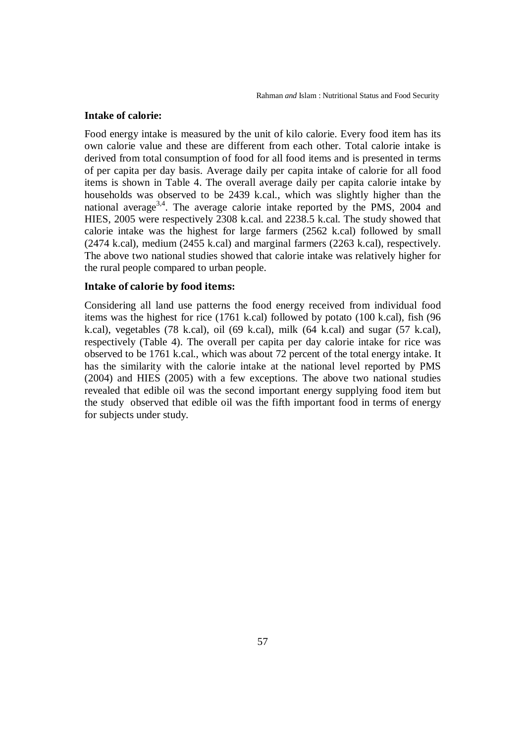### Intake of calorie:

Food energy intake is measured by the unit of kilo calorie. Every food item has its own calorie value and these are different from each other. Total calorie intake is derived from total consumption of food for all food items and is presented in terms of per capita per day basis. Average daily per capita intake of calorie for all food items is shown in Table 4. The overall average daily per capita calorie intake by households was observed to be 2439 k.cal., which was slightly higher than the national average[3,4]. The average calorie intake reported by the PMS, 2004 and HIES, 2005 were respectively 2308 k.cal. and 2238.5 k.cal. The study showed that calorie intake was the highest for large farmers (2562 k.cal) followed by small (2474 k.cal), medium (2455 k.cal) and marginal farmers (2263 k.cal), respectively. The above two national studies showed that calorie intake was relatively higher for the rural people compared to urban people.

### Intake of calorie by food items:

Considering all land use patterns the food energy received from individual food items was the highest for rice (1761 k.cal) followed by potato (100 k.cal), fish (96 k.cal), vegetables (78 k.cal), oil (69 k.cal), milk (64 k.cal) and sugar (57 k.cal), respectively (Table 4). The overall per capita per day calorie intake for rice was observed to be 1761 k.cal., which was about 72 percent of the total energy intake. It has the similarity with the calorie intake at the national level reported by PMS (2004) and HIES (2005) with a few exceptions. The above two national studies revealed that edible oil was the second important energy supplying food item but the study observed that edible oil was the fifth important food in terms of energy for subjects under study.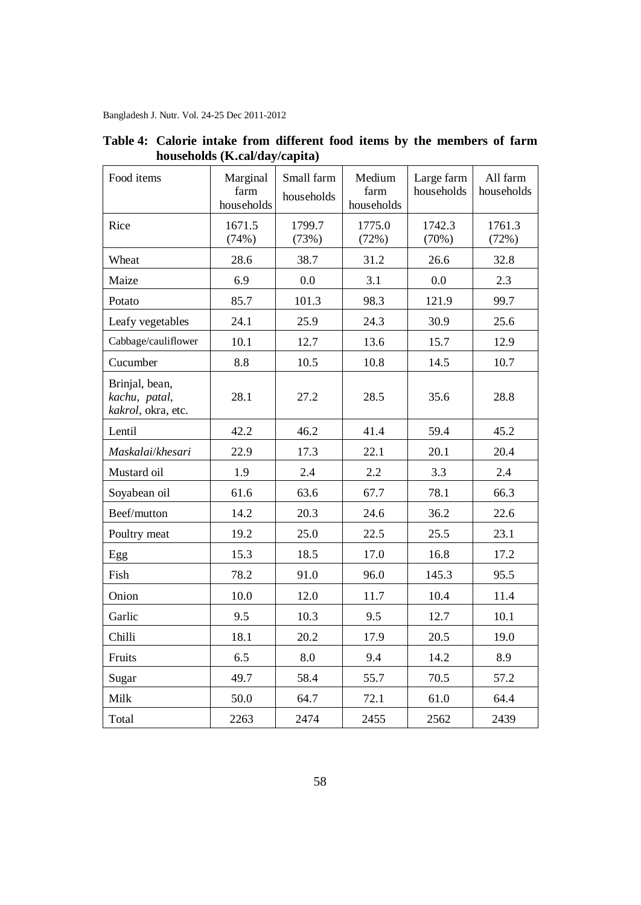**Table 4: Calorie intake from different food items by the members of farm households (K.cal/day/capita)**

| Food items | Marginal farm households | Small farm households | Medium farm households | Large farm households | All farm households |
|---|---|---|---|---|---|
| Rice | 1671.5 (74%) | 1799.7 (73%) | 1775.0 (72%) | 1742.3 (70%) | 1761.3 (72%) |
| Wheat | 28.6 | 38.7 | 31.2 | 26.6 | 32.8 |
| Maize | 6.9 | 0.0 | 3.1 | 0.0 | 2.3 |
| Potato | 85.7 | 101.3 | 98.3 | 121.9 | 99.7 |
| Leafy vegetables | 24.1 | 25.9 | 24.3 | 30.9 | 25.6 |
| Cabbage/cauliflower | 10.1 | 12.7 | 13.6 | 15.7 | 12.9 |
| Cucumber | 8.8 | 10.5 | 10.8 | 14.5 | 10.7 |
| Brinjal, bean, *kachu*, *patal*, *kakrol*, okra, etc. | 28.1 | 27.2 | 28.5 | 35.6 | 28.8 |
| Lentil | 42.2 | 46.2 | 41.4 | 59.4 | 45.2 |
| *Maskalai*/*khesari* | 22.9 | 17.3 | 22.1 | 20.1 | 20.4 |
| Mustard oil | 1.9 | 2.4 | 2.2 | 3.3 | 2.4 |
| Soyabean oil | 61.6 | 63.6 | 67.7 | 78.1 | 66.3 |
| Beef/mutton | 14.2 | 20.3 | 24.6 | 36.2 | 22.6 |
| Poultry meat | 19.2 | 25.0 | 22.5 | 25.5 | 23.1 |
| Egg | 15.3 | 18.5 | 17.0 | 16.8 | 17.2 |
| Fish | 78.2 | 91.0 | 96.0 | 145.3 | 95.5 |
| Onion | 10.0 | 12.0 | 11.7 | 10.4 | 11.4 |
| Garlic | 9.5 | 10.3 | 9.5 | 12.7 | 10.1 |
| Chilli | 18.1 | 20.2 | 17.9 | 20.5 | 19.0 |
| Fruits | 6.5 | 8.0 | 9.4 | 14.2 | 8.9 |
| Sugar | 49.7 | 58.4 | 55.7 | 70.5 | 57.2 |
| Milk | 50.0 | 64.7 | 72.1 | 61.0 | 64.4 |
| Total | 2263 | 2474 | 2455 | 2562 | 2439 |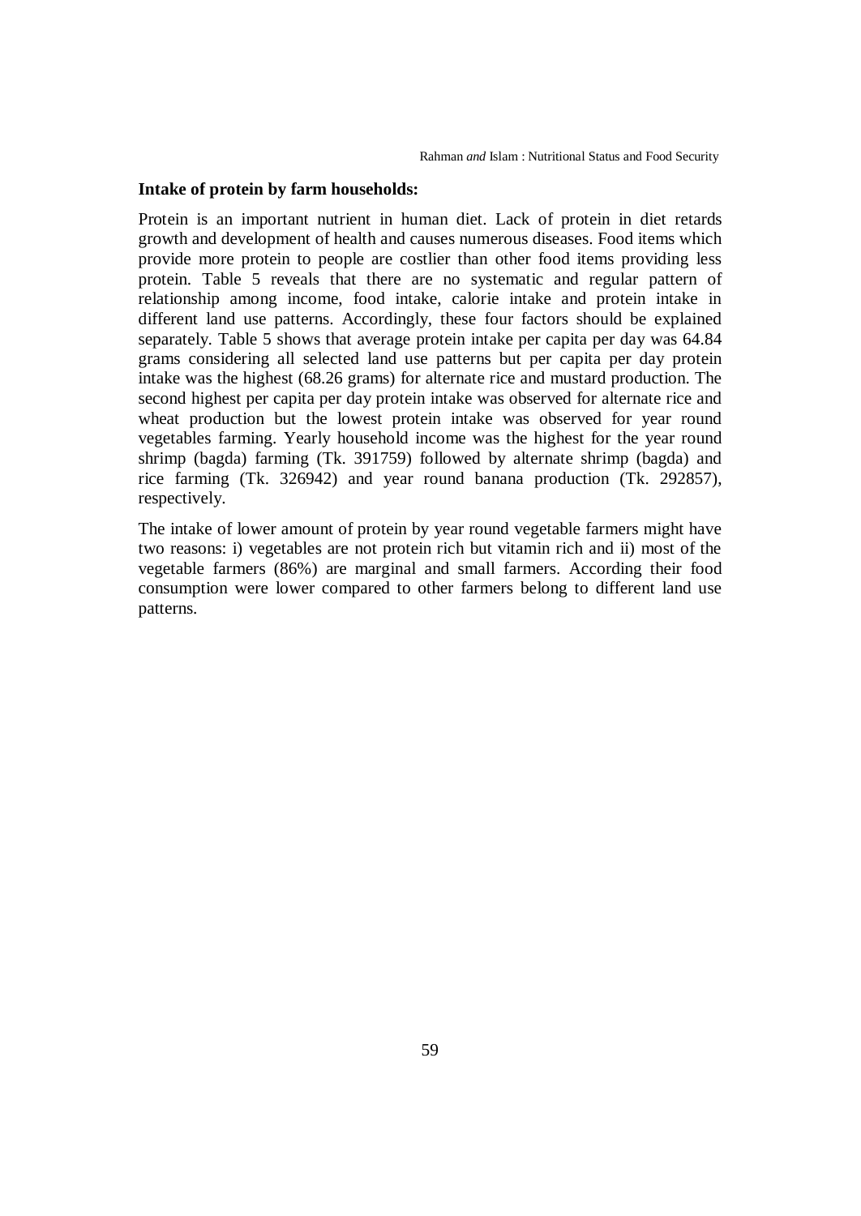**Intake of protein by farm households:**

Protein is an important nutrient in human diet. Lack of protein in diet retards growth and development of health and causes numerous diseases. Food items which provide more protein to people are costlier than other food items providing less protein. Table 5 reveals that there are no systematic and regular pattern of relationship among income, food intake, calorie intake and protein intake in different land use patterns. Accordingly, these four factors should be explained separately. Table 5 shows that average protein intake per capita per day was 64.84 grams considering all selected land use patterns but per capita per day protein intake was the highest (68.26 grams) for alternate rice and mustard production. The second highest per capita per day protein intake was observed for alternate rice and wheat production but the lowest protein intake was observed for year round vegetables farming. Yearly household income was the highest for the year round shrimp (bagda) farming (Tk. 391759) followed by alternate shrimp (bagda) and rice farming (Tk. 326942) and year round banana production (Tk. 292857), respectively.

The intake of lower amount of protein by year round vegetable farmers might have two reasons: i) vegetables are not protein rich but vitamin rich and ii) most of the vegetable farmers (86%) are marginal and small farmers. According their food consumption were lower compared to other farmers belong to different land use patterns.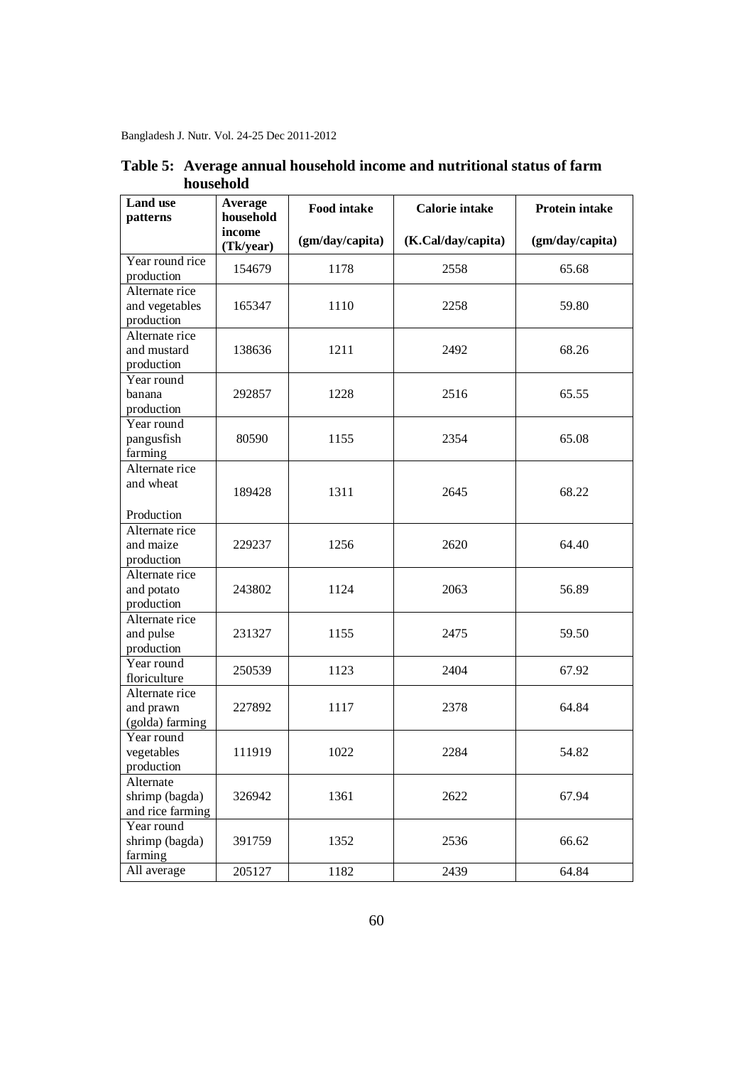**Table 5: Average annual household income and nutritional status of farm household**

| Land use patterns | Average household income (Tk/year) | Food intake (gm/day/capita) | Calorie intake (K.Cal/day/capita) | Protein intake (gm/day/capita) |
|---|---|---|---|---|
| Year round rice production | 154679 | 1178 | 2558 | 65.68 |
| Alternate rice and vegetables production | 165347 | 1110 | 2258 | 59.80 |
| Alternate rice and mustard production | 138636 | 1211 | 2492 | 68.26 |
| Year round banana production | 292857 | 1228 | 2516 | 65.55 |
| Year round pangusfish farming | 80590 | 1155 | 2354 | 65.08 |
| Alternate rice and wheat Production | 189428 | 1311 | 2645 | 68.22 |
| Alternate rice and maize production | 229237 | 1256 | 2620 | 64.40 |
| Alternate rice and potato production | 243802 | 1124 | 2063 | 56.89 |
| Alternate rice and pulse production | 231327 | 1155 | 2475 | 59.50 |
| Year round floriculture | 250539 | 1123 | 2404 | 67.92 |
| Alternate rice and prawn (golda) farming | 227892 | 1117 | 2378 | 64.84 |
| Year round vegetables production | 111919 | 1022 | 2284 | 54.82 |
| Alternate shrimp (bagda) and rice farming | 326942 | 1361 | 2622 | 67.94 |
| Year round shrimp (bagda) farming | 391759 | 1352 | 2536 | 66.62 |
| All average | 205127 | 1182 | 2439 | 64.84 |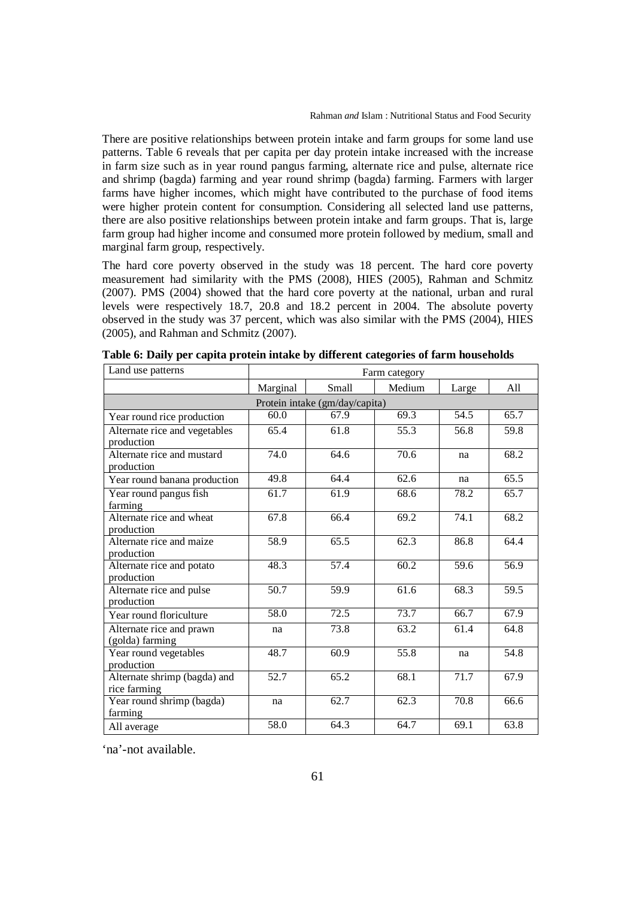There are positive relationships between protein intake and farm groups for some land use patterns. Table 6 reveals that per capita per day protein intake increased with the increase in farm size such as in year round pangus farming, alternate rice and pulse, alternate rice and shrimp (bagda) farming and year round shrimp (bagda) farming. Farmers with larger farms have higher incomes, which might have contributed to the purchase of food items were higher protein content for consumption. Considering all selected land use patterns, there are also positive relationships between protein intake and farm groups. That is, large farm group had higher income and consumed more protein followed by medium, small and marginal farm group, respectively.

The hard core poverty observed in the study was 18 percent. The hard core poverty measurement had similarity with the PMS (2008), HIES (2005), Rahman and Schmitz (2007). PMS (2004) showed that the hard core poverty at the national, urban and rural levels were respectively 18.7, 20.8 and 18.2 percent in 2004. The absolute poverty observed in the study was 37 percent, which was also similar with the PMS (2004), HIES (2005), and Rahman and Schmitz (2007).

**Table 6: Daily per capita protein intake by different categories of farm households**

| Land use patterns | Farm category | | | | |
|---|---|---|---|---|---|
| | Marginal | Small | Medium | Large | All |
| | Protein intake (gm/day/capita) | | | | |
| Year round rice production | 60.0 | 67.9 | 69.3 | 54.5 | 65.7 |
| Alternate rice and vegetables production | 65.4 | 61.8 | 55.3 | 56.8 | 59.8 |
| Alternate rice and mustard production | 74.0 | 64.6 | 70.6 | na | 68.2 |
| Year round banana production | 49.8 | 64.4 | 62.6 | na | 65.5 |
| Year round pangus fish farming | 61.7 | 61.9 | 68.6 | 78.2 | 65.7 |
| Alternate rice and wheat production | 67.8 | 66.4 | 69.2 | 74.1 | 68.2 |
| Alternate rice and maize production | 58.9 | 65.5 | 62.3 | 86.8 | 64.4 |
| Alternate rice and potato production | 48.3 | 57.4 | 60.2 | 59.6 | 56.9 |
| Alternate rice and pulse production | 50.7 | 59.9 | 61.6 | 68.3 | 59.5 |
| Year round floriculture | 58.0 | 72.5 | 73.7 | 66.7 | 67.9 |
| Alternate rice and prawn (golda) farming | na | 73.8 | 63.2 | 61.4 | 64.8 |
| Year round vegetables production | 48.7 | 60.9 | 55.8 | na | 54.8 |
| Alternate shrimp (bagda) and rice farming | 52.7 | 65.2 | 68.1 | 71.7 | 67.9 |
| Year round shrimp (bagda) farming | na | 62.7 | 62.3 | 70.8 | 66.6 |
| All average | 58.0 | 64.3 | 64.7 | 69.1 | 63.8 |

'na'-not available.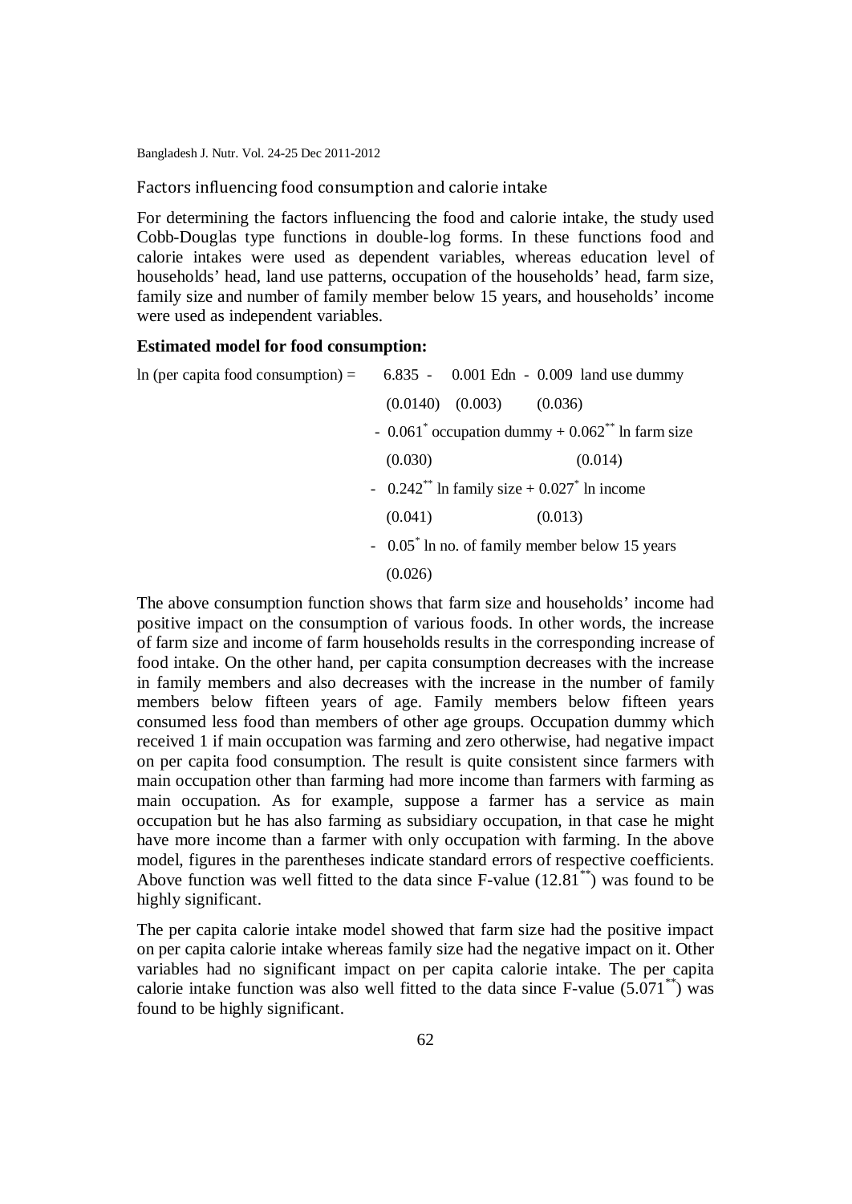### Factors influencing food consumption and calorie intake

For determining the factors influencing the food and calorie intake, the study used Cobb-Douglas type functions in double-log forms. In these functions food and calorie intakes were used as dependent variables, whereas education level of households' head, land use patterns, occupation of the households' head, farm size, family size and number of family member below 15 years, and households' income were used as independent variables.

**Estimated model for food consumption:**

$$
\begin{aligned}
\ln(\text{per capita food consumption}) = \; & \underset{(0.0140)}{6.835} - \underset{(0.003)}{0.001}\,\text{Edn} - \underset{(0.036)}{0.009}\,\text{land use dummy} \\
& - \underset{(0.030)}{0.061^{*}}\,\text{occupation dummy} + \underset{(0.014)}{0.062^{**}}\,\ln\text{farm size} \\
& - \underset{(0.041)}{0.242^{**}}\,\ln\text{family size} + \underset{(0.013)}{0.027^{*}}\,\ln\text{income} \\
& - \underset{(0.026)}{0.05^{*}}\,\ln\text{no. of family member below 15 years}
\end{aligned}
$$

The above consumption function shows that farm size and households' income had positive impact on the consumption of various foods. In other words, the increase of farm size and income of farm households results in the corresponding increase of food intake. On the other hand, per capita consumption decreases with the increase in family members and also decreases with the increase in the number of family members below fifteen years of age. Family members below fifteen years consumed less food than members of other age groups. Occupation dummy which received 1 if main occupation was farming and zero otherwise, had negative impact on per capita food consumption. The result is quite consistent since farmers with main occupation other than farming had more income than farmers with farming as main occupation. As for example, suppose a farmer has a service as main occupation but he has also farming as subsidiary occupation, in that case he might have more income than a farmer with only occupation with farming. In the above model, figures in the parentheses indicate standard errors of respective coefficients. Above function was well fitted to the data since F-value ($12.81^{**}$) was found to be highly significant.

The per capita calorie intake model showed that farm size had the positive impact on per capita calorie intake whereas family size had the negative impact on it. Other variables had no significant impact on per capita calorie intake. The per capita calorie intake function was also well fitted to the data since F-value ($5.071^{**}$) was found to be highly significant.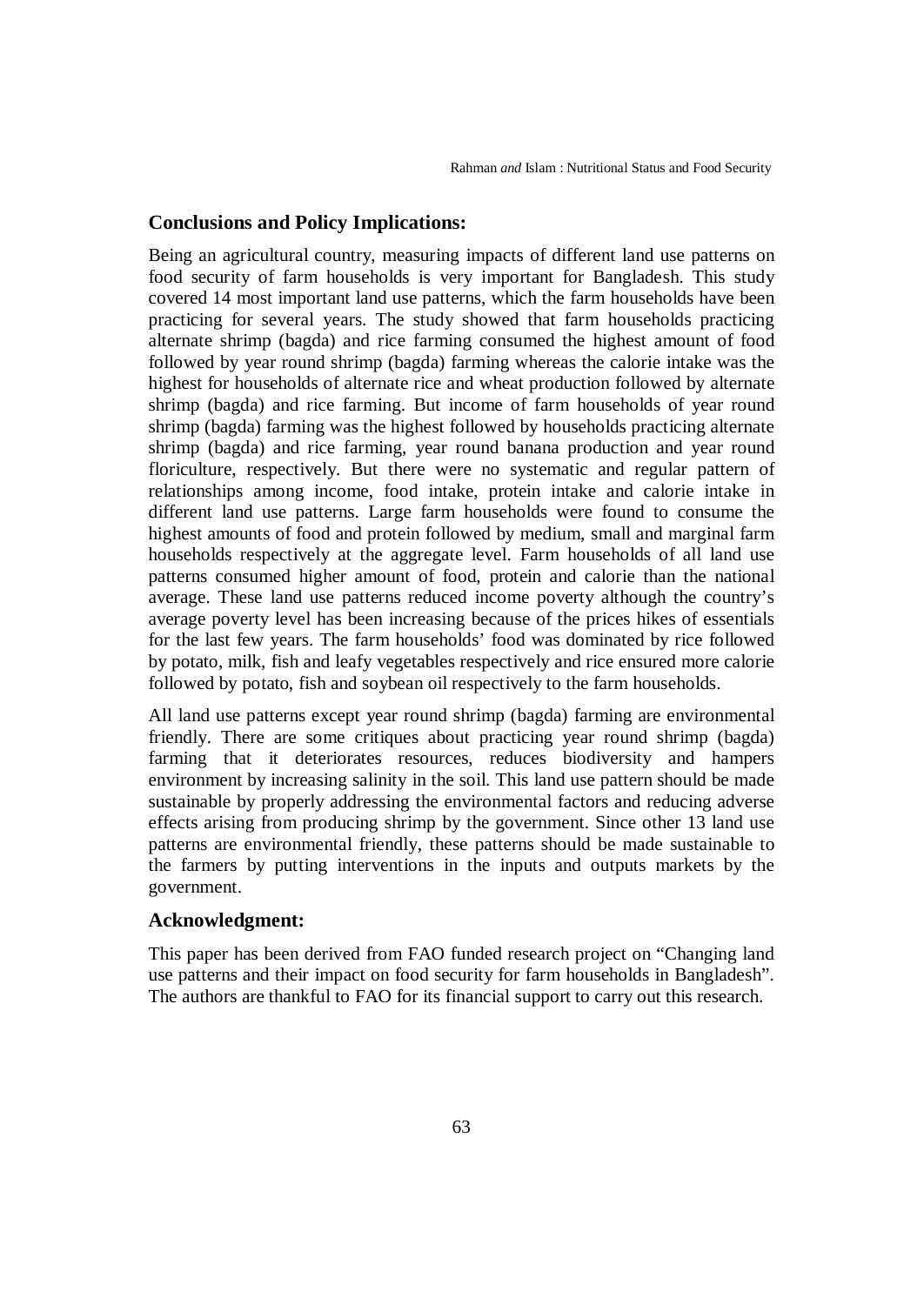## Conclusions and Policy Implications:

Being an agricultural country, measuring impacts of different land use patterns on food security of farm households is very important for Bangladesh. This study covered 14 most important land use patterns, which the farm households have been practicing for several years. The study showed that farm households practicing alternate shrimp (bagda) and rice farming consumed the highest amount of food followed by year round shrimp (bagda) farming whereas the calorie intake was the highest for households of alternate rice and wheat production followed by alternate shrimp (bagda) and rice farming. But income of farm households of year round shrimp (bagda) farming was the highest followed by households practicing alternate shrimp (bagda) and rice farming, year round banana production and year round floriculture, respectively. But there were no systematic and regular pattern of relationships among income, food intake, protein intake and calorie intake in different land use patterns. Large farm households were found to consume the highest amounts of food and protein followed by medium, small and marginal farm households respectively at the aggregate level. Farm households of all land use patterns consumed higher amount of food, protein and calorie than the national average. These land use patterns reduced income poverty although the country's average poverty level has been increasing because of the prices hikes of essentials for the last few years. The farm households' food was dominated by rice followed by potato, milk, fish and leafy vegetables respectively and rice ensured more calorie followed by potato, fish and soybean oil respectively to the farm households.

All land use patterns except year round shrimp (bagda) farming are environmental friendly. There are some critiques about practicing year round shrimp (bagda) farming that it deteriorates resources, reduces biodiversity and hampers environment by increasing salinity in the soil. This land use pattern should be made sustainable by properly addressing the environmental factors and reducing adverse effects arising from producing shrimp by the government. Since other 13 land use patterns are environmental friendly, these patterns should be made sustainable to the farmers by putting interventions in the inputs and outputs markets by the government.

## Acknowledgment:

This paper has been derived from FAO funded research project on "Changing land use patterns and their impact on food security for farm households in Bangladesh". The authors are thankful to FAO for its financial support to carry out this research.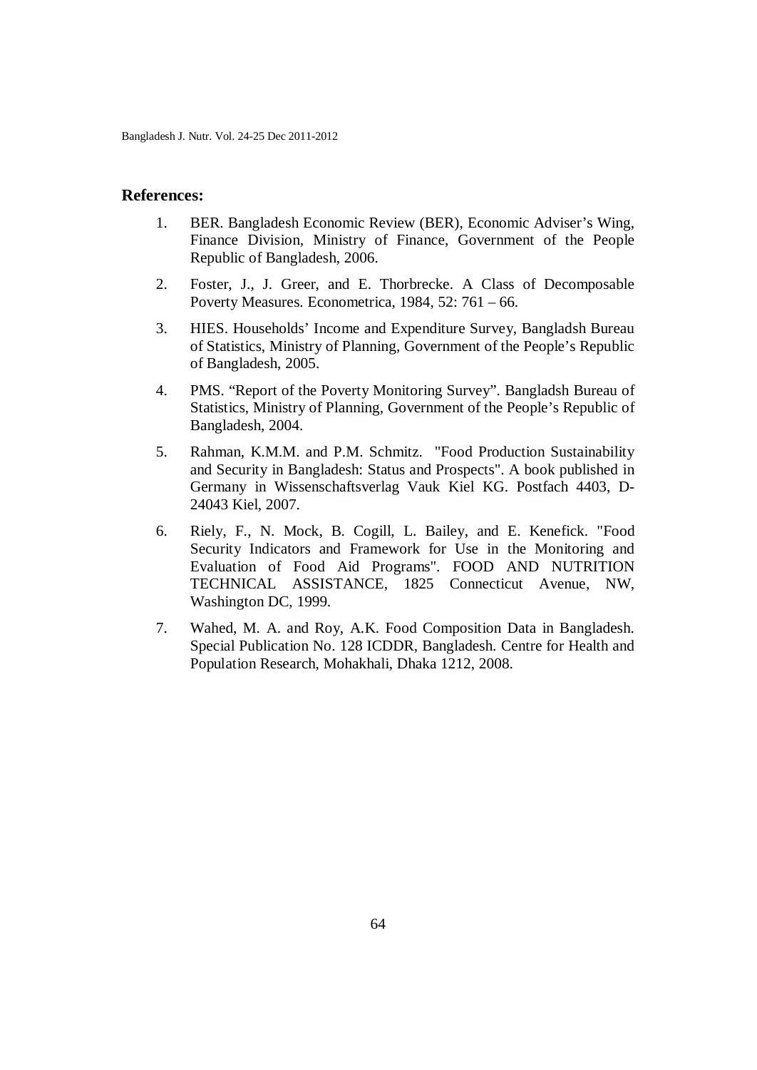## References:

1. BER. Bangladesh Economic Review (BER), Economic Adviser's Wing, Finance Division, Ministry of Finance, Government of the People Republic of Bangladesh, 2006.
2. Foster, J., J. Greer, and E. Thorbrecke. A Class of Decomposable Poverty Measures. Econometrica, 1984, 52: 761 – 66.
3. HIES. Households' Income and Expenditure Survey, Bangladsh Bureau of Statistics, Ministry of Planning, Government of the People's Republic of Bangladesh, 2005.
4. PMS. "Report of the Poverty Monitoring Survey". Bangladsh Bureau of Statistics, Ministry of Planning, Government of the People's Republic of Bangladesh, 2004.
5. Rahman, K.M.M. and P.M. Schmitz. "Food Production Sustainability and Security in Bangladesh: Status and Prospects". A book published in Germany in Wissenschaftsverlag Vauk Kiel KG. Postfach 4403, D-24043 Kiel, 2007.
6. Riely, F., N. Mock, B. Cogill, L. Bailey, and E. Kenefick. "Food Security Indicators and Framework for Use in the Monitoring and Evaluation of Food Aid Programs". FOOD AND NUTRITION TECHNICAL ASSISTANCE, 1825 Connecticut Avenue, NW, Washington DC, 1999.
7. Wahed, M. A. and Roy, A.K. Food Composition Data in Bangladesh. Special Publication No. 128 ICDDR, Bangladesh. Centre for Health and Population Research, Mohakhali, Dhaka 1212, 2008.